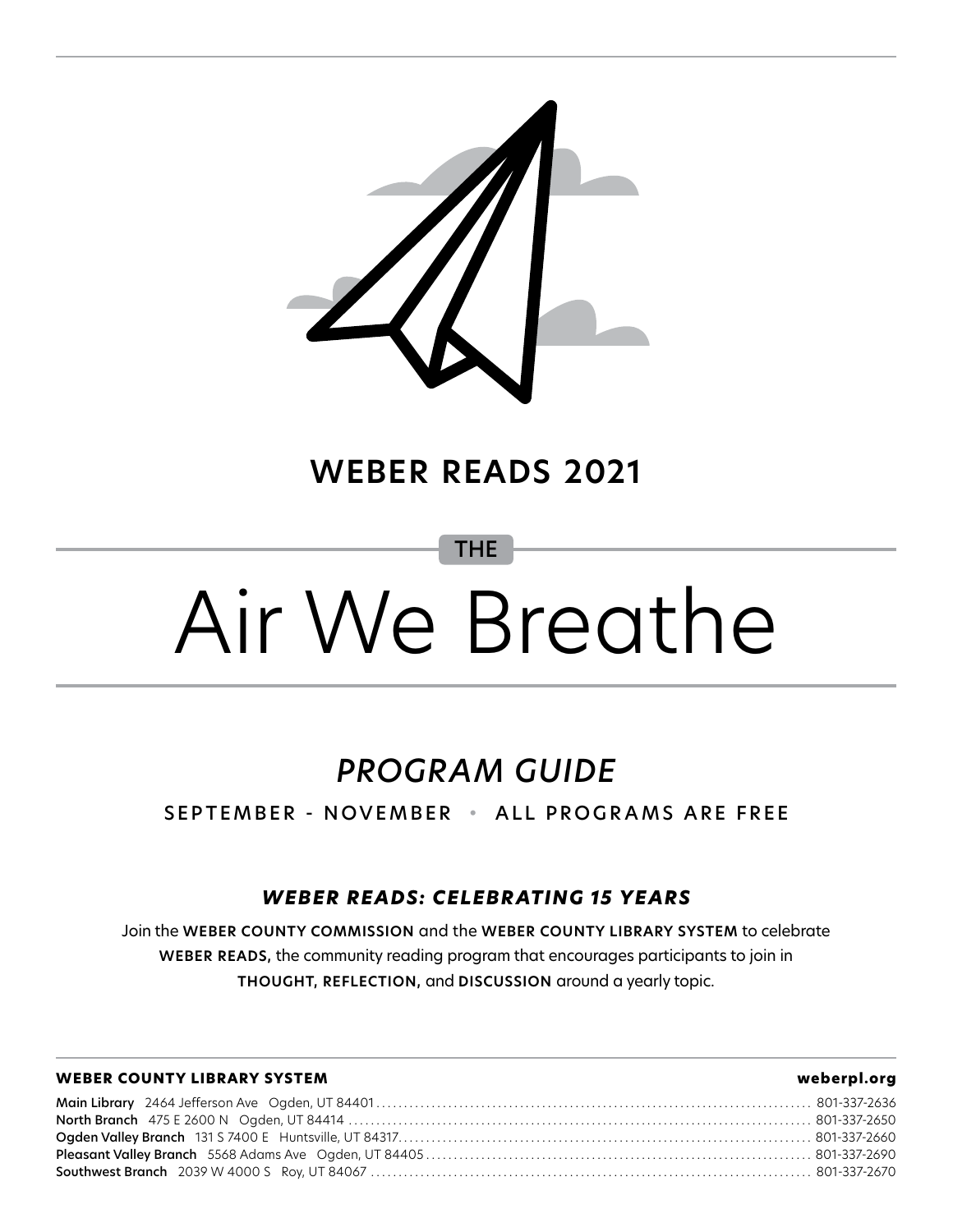## WEBER READS 2021

# THE Air We Breathe

## *PROGRAM GUIDE*

SEPTEMBER - NOVEMBER • ALL PROGRAMS ARE FREE

### *WEBER READS: CELEBRATING 15 YEARS*

Join the **WEBER COUNTY COMMISSION** and the **WEBER COUNTY LIBRARY SYSTEM** to celebrate **WEBER READS,** the community reading program that encourages participants to join in **THOUGHT, REFLECTION,** and **DISCUSSION** around a yearly topic.

**WEBER COUNTY LIBRARY SYSTEM** — **weberpl.org**

| Branch | Address | Phone |
|---|---|---|
| **Main Library** | 2464 Jefferson Ave Ogden, UT 84401 | 801-337-2636 |
| **North Branch** | 475 E 2600 N Ogden, UT 84414 | 801-337-2650 |
| **Ogden Valley Branch** | 131 S 7400 E Huntsville, UT 84317 | 801-337-2660 |
| **Pleasant Valley Branch** | 5568 Adams Ave Ogden, UT 84405 | 801-337-2690 |
| **Southwest Branch** | 2039 W 4000 S Roy, UT 84067 | 801-337-2670 |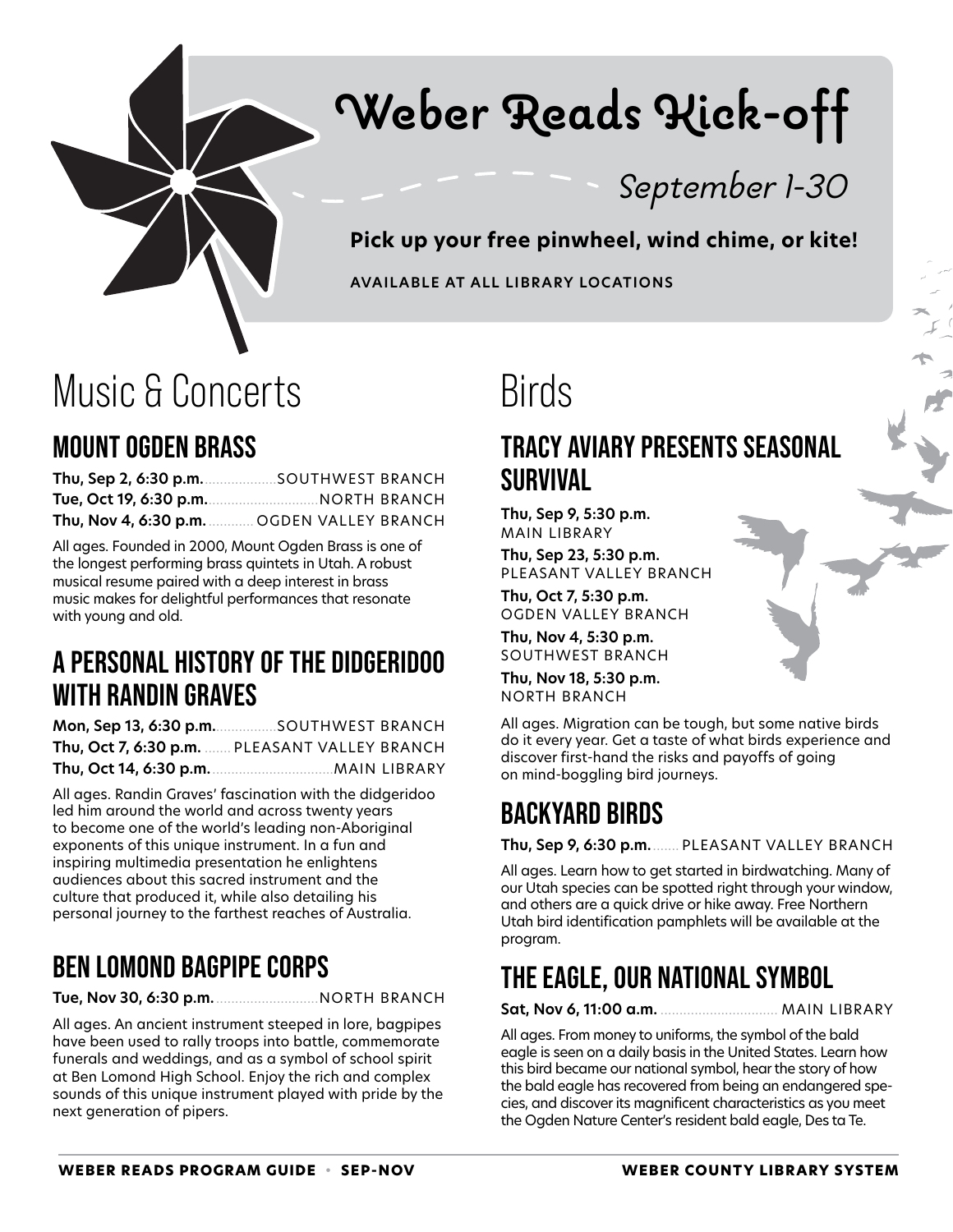# Weber Reads Kick-off

*September 1-30*

**Pick up your free pinwheel, wind chime, or kite!**

AVAILABLE AT ALL LIBRARY LOCATIONS

# Music & Concerts

## MOUNT OGDEN BRASS

**Thu, Sep 2, 6:30 p.m.** ........ SOUTHWEST BRANCH
**Tue, Oct 19, 6:30 p.m.** ........ NORTH BRANCH
**Thu, Nov 4, 6:30 p.m.** ........ OGDEN VALLEY BRANCH

All ages. Founded in 2000, Mount Ogden Brass is one of the longest performing brass quintets in Utah. A robust musical resume paired with a deep interest in brass music makes for delightful performances that resonate with young and old.

## A PERSONAL HISTORY OF THE DIDGERIDOO WITH RANDIN GRAVES

**Mon, Sep 13, 6:30 p.m.** ........ SOUTHWEST BRANCH
**Thu, Oct 7, 6:30 p.m.** ........ PLEASANT VALLEY BRANCH
**Thu, Oct 14, 6:30 p.m.** ........ MAIN LIBRARY

All ages. Randin Graves' fascination with the didgeridoo led him around the world and across twenty years to become one of the world's leading non-Aboriginal exponents of this unique instrument. In a fun and inspiring multimedia presentation he enlightens audiences about this sacred instrument and the culture that produced it, while also detailing his personal journey to the farthest reaches of Australia.

## BEN LOMOND BAGPIPE CORPS

**Tue, Nov 30, 6:30 p.m.** ........ NORTH BRANCH

All ages. An ancient instrument steeped in lore, bagpipes have been used to rally troops into battle, commemorate funerals and weddings, and as a symbol of school spirit at Ben Lomond High School. Enjoy the rich and complex sounds of this unique instrument played with pride by the next generation of pipers.

# Birds

## TRACY AVIARY PRESENTS SEASONAL SURVIVAL

**Thu, Sep 9, 5:30 p.m.**
MAIN LIBRARY

**Thu, Sep 23, 5:30 p.m.**
PLEASANT VALLEY BRANCH

**Thu, Oct 7, 5:30 p.m.**
OGDEN VALLEY BRANCH

**Thu, Nov 4, 5:30 p.m.**
SOUTHWEST BRANCH

**Thu, Nov 18, 5:30 p.m.**
NORTH BRANCH

All ages. Migration can be tough, but some native birds do it every year. Get a taste of what birds experience and discover first-hand the risks and payoffs of going on mind-boggling bird journeys.

## BACKYARD BIRDS

**Thu, Sep 9, 6:30 p.m.** ........ PLEASANT VALLEY BRANCH

All ages. Learn how to get started in birdwatching. Many of our Utah species can be spotted right through your window, and others are a quick drive or hike away. Free Northern Utah bird identification pamphlets will be available at the program.

## THE EAGLE, OUR NATIONAL SYMBOL

**Sat, Nov 6, 11:00 a.m.** ........ MAIN LIBRARY

All ages. From money to uniforms, the symbol of the bald eagle is seen on a daily basis in the United States. Learn how this bird became our national symbol, hear the story of how the bald eagle has recovered from being an endangered species, and discover its magnificent characteristics as you meet the Ogden Nature Center's resident bald eagle, Des ta Te.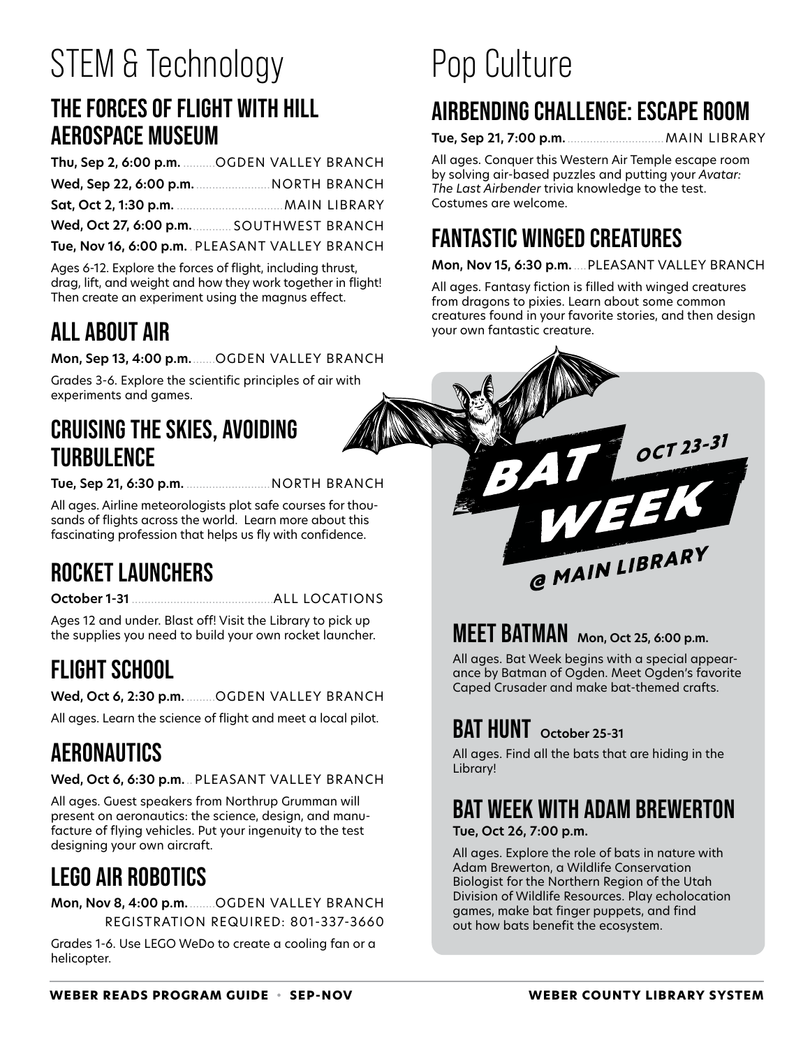# STEM & Technology

## The Forces of Flight with Hill Aerospace Museum

**Thu, Sep 2, 6:00 p.m.** .......... OGDEN VALLEY BRANCH
**Wed, Sep 22, 6:00 p.m.** .......... NORTH BRANCH
**Sat, Oct 2, 1:30 p.m.** .......... MAIN LIBRARY
**Wed, Oct 27, 6:00 p.m.** .......... SOUTHWEST BRANCH
**Tue, Nov 16, 6:00 p.m.** .. PLEASANT VALLEY BRANCH

Ages 6-12. Explore the forces of flight, including thrust, drag, lift, and weight and how they work together in flight! Then create an experiment using the magnus effect.

## All About Air

**Mon, Sep 13, 4:00 p.m.** ....... OGDEN VALLEY BRANCH

Grades 3-6. Explore the scientific principles of air with experiments and games.

## Cruising the Skies, Avoiding Turbulence

**Tue, Sep 21, 6:30 p.m.** .......... NORTH BRANCH

All ages. Airline meteorologists plot safe courses for thousands of flights across the world. Learn more about this fascinating profession that helps us fly with confidence.

## Rocket Launchers

**October 1-31** .......... ALL LOCATIONS

Ages 12 and under. Blast off! Visit the Library to pick up the supplies you need to build your own rocket launcher.

## Flight School

**Wed, Oct 6, 2:30 p.m.** ......... OGDEN VALLEY BRANCH

All ages. Learn the science of flight and meet a local pilot.

## Aeronautics

**Wed, Oct 6, 6:30 p.m.** .. PLEASANT VALLEY BRANCH

All ages. Guest speakers from Northrup Grumman will present on aeronautics: the science, design, and manufacture of flying vehicles. Put your ingenuity to the test designing your own aircraft.

## LEGO Air Robotics

**Mon, Nov 8, 4:00 p.m.** ........ OGDEN VALLEY BRANCH
REGISTRATION REQUIRED: 801-337-3660

Grades 1-6. Use LEGO WeDo to create a cooling fan or a helicopter.

# Pop Culture

## Airbending Challenge: Escape Room

**Tue, Sep 21, 7:00 p.m.** .......... MAIN LIBRARY

All ages. Conquer this Western Air Temple escape room by solving air-based puzzles and putting your *Avatar: The Last Airbender* trivia knowledge to the test. Costumes are welcome.

## Fantastic Winged Creatures

**Mon, Nov 15, 6:30 p.m.** .... PLEASANT VALLEY BRANCH

All ages. Fantasy fiction is filled with winged creatures from dragons to pixies. Learn about some common creatures found in your favorite stories, and then design your own fantastic creature.

## BAT WEEK @ MAIN LIBRARY — OCT 23-31

### Meet Batman **Mon, Oct 25, 6:00 p.m.**

All ages. Bat Week begins with a special appearance by Batman of Ogden. Meet Ogden's favorite Caped Crusader and make bat-themed crafts.

### Bat Hunt **October 25-31**

All ages. Find all the bats that are hiding in the Library!

### Bat Week with Adam Brewerton

**Tue, Oct 26, 7:00 p.m.**

All ages. Explore the role of bats in nature with Adam Brewerton, a Wildlife Conservation Biologist for the Northern Region of the Utah Division of Wildlife Resources. Play echolocation games, make bat finger puppets, and find out how bats benefit the ecosystem.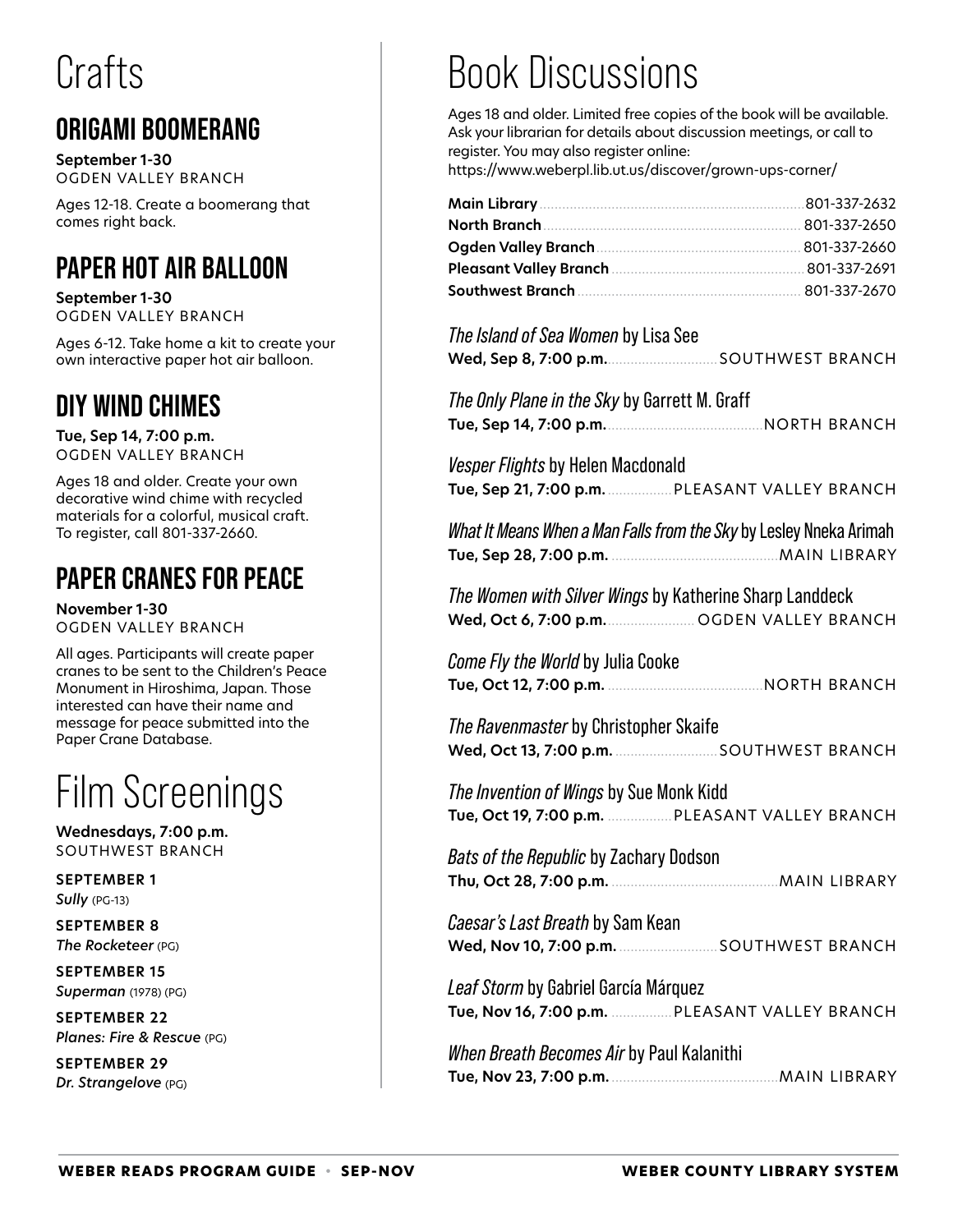# Crafts

## ORIGAMI BOOMERANG

**September 1-30**
OGDEN VALLEY BRANCH

Ages 12-18. Create a boomerang that comes right back.

## PAPER HOT AIR BALLOON

**September 1-30**
OGDEN VALLEY BRANCH

Ages 6-12. Take home a kit to create your own interactive paper hot air balloon.

## DIY WIND CHIMES

**Tue, Sep 14, 7:00 p.m.**
OGDEN VALLEY BRANCH

Ages 18 and older. Create your own decorative wind chime with recycled materials for a colorful, musical craft. To register, call 801-337-2660.

## PAPER CRANES FOR PEACE

**November 1-30**
OGDEN VALLEY BRANCH

All ages. Participants will create paper cranes to be sent to the Children's Peace Monument in Hiroshima, Japan. Those interested can have their name and message for peace submitted into the Paper Crane Database.

# Film Screenings

**Wednesdays, 7:00 p.m.**
SOUTHWEST BRANCH

**SEPTEMBER 1**
***Sully*** (PG-13)

**SEPTEMBER 8**
***The Rocketeer*** (PG)

**SEPTEMBER 15**
***Superman*** (1978) (PG)

**SEPTEMBER 22**
***Planes: Fire & Rescue*** (PG)

**SEPTEMBER 29**
***Dr. Strangelove*** (PG)

# Book Discussions

Ages 18 and older. Limited free copies of the book will be available. Ask your librarian for details about discussion meetings, or call to register. You may also register online:
https://www.weberpl.lib.ut.us/discover/grown-ups-corner/

**Main Library** .......... 801-337-2632
**North Branch** .......... 801-337-2650
**Ogden Valley Branch** .......... 801-337-2660
**Pleasant Valley Branch** .......... 801-337-2691
**Southwest Branch** .......... 801-337-2670

*The Island of Sea Women* by Lisa See
**Wed, Sep 8, 7:00 p.m.** .......... SOUTHWEST BRANCH

*The Only Plane in the Sky* by Garrett M. Graff
**Tue, Sep 14, 7:00 p.m.** .......... NORTH BRANCH

*Vesper Flights* by Helen Macdonald
**Tue, Sep 21, 7:00 p.m.** .......... PLEASANT VALLEY BRANCH

*What It Means When a Man Falls from the Sky* by Lesley Nneka Arimah
**Tue, Sep 28, 7:00 p.m.** .......... MAIN LIBRARY

*The Women with Silver Wings* by Katherine Sharp Landdeck
**Wed, Oct 6, 7:00 p.m.** .......... OGDEN VALLEY BRANCH

*Come Fly the World* by Julia Cooke
**Tue, Oct 12, 7:00 p.m.** .......... NORTH BRANCH

*The Ravenmaster* by Christopher Skaife
**Wed, Oct 13, 7:00 p.m.** .......... SOUTHWEST BRANCH

*The Invention of Wings* by Sue Monk Kidd
**Tue, Oct 19, 7:00 p.m.** .......... PLEASANT VALLEY BRANCH

*Bats of the Republic* by Zachary Dodson
**Thu, Oct 28, 7:00 p.m.** .......... MAIN LIBRARY

*Caesar's Last Breath* by Sam Kean
**Wed, Nov 10, 7:00 p.m.** .......... SOUTHWEST BRANCH

*Leaf Storm* by Gabriel García Márquez
**Tue, Nov 16, 7:00 p.m.** .......... PLEASANT VALLEY BRANCH

*When Breath Becomes Air* by Paul Kalanithi
**Tue, Nov 23, 7:00 p.m.** .......... MAIN LIBRARY